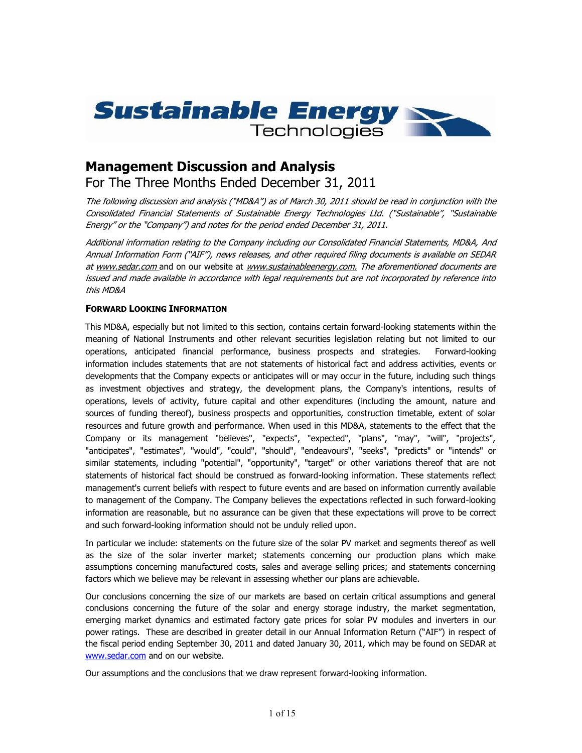# Management Discussion and Analysis

## For The Three Months Ended December 31, 2011

*The following discussion and analysis ("MD&A") as of March 30, 2011 should be read in conjunction with the Consolidated Financial Statements of Sustainable Energy Technologies Ltd. ("Sustainable", "Sustainable Energy" or the "Company") and notes for the period ended December 31, 2011.*

*Additional information relating to the Company including our Consolidated Financial Statements, MD&A, And Annual Information Form ("AIF"), news releases, and other required filing documents is available on SEDAR at www.sedar.com and on our website at www.sustainableenergy.com. The aforementioned documents are issued and made available in accordance with legal requirements but are not incorporated by reference into this MD&A*

### FORWARD LOOKING INFORMATION

This MD&A, especially but not limited to this section, contains certain forward-looking statements within the meaning of National Instruments and other relevant securities legislation relating but not limited to our operations, anticipated financial performance, business prospects and strategies. Forward-looking information includes statements that are not statements of historical fact and address activities, events or developments that the Company expects or anticipates will or may occur in the future, including such things as investment objectives and strategy, the development plans, the Company's intentions, results of operations, levels of activity, future capital and other expenditures (including the amount, nature and sources of funding thereof), business prospects and opportunities, construction timetable, extent of solar resources and future growth and performance. When used in this MD&A, statements to the effect that the Company or its management "believes", "expects", "expected", "plans", "may", "will", "projects", "anticipates", "estimates", "would", "could", "should", "endeavours", "seeks", "predicts" or "intends" or similar statements, including "potential", "opportunity", "target" or other variations thereof that are not statements of historical fact should be construed as forward-looking information. These statements reflect management's current beliefs with respect to future events and are based on information currently available to management of the Company. The Company believes the expectations reflected in such forward-looking information are reasonable, but no assurance can be given that these expectations will prove to be correct and such forward-looking information should not be unduly relied upon.

In particular we include: statements on the future size of the solar PV market and segments thereof as well as the size of the solar inverter market; statements concerning our production plans which make assumptions concerning manufactured costs, sales and average selling prices; and statements concerning factors which we believe may be relevant in assessing whether our plans are achievable.

Our conclusions concerning the size of our markets are based on certain critical assumptions and general conclusions concerning the future of the solar and energy storage industry, the market segmentation, emerging market dynamics and estimated factory gate prices for solar PV modules and inverters in our power ratings. These are described in greater detail in our Annual Information Return ("AIF") in respect of the fiscal period ending September 30, 2011 and dated January 30, 2011, which may be found on SEDAR at www.sedar.com and on our website.

Our assumptions and the conclusions that we draw represent forward-looking information.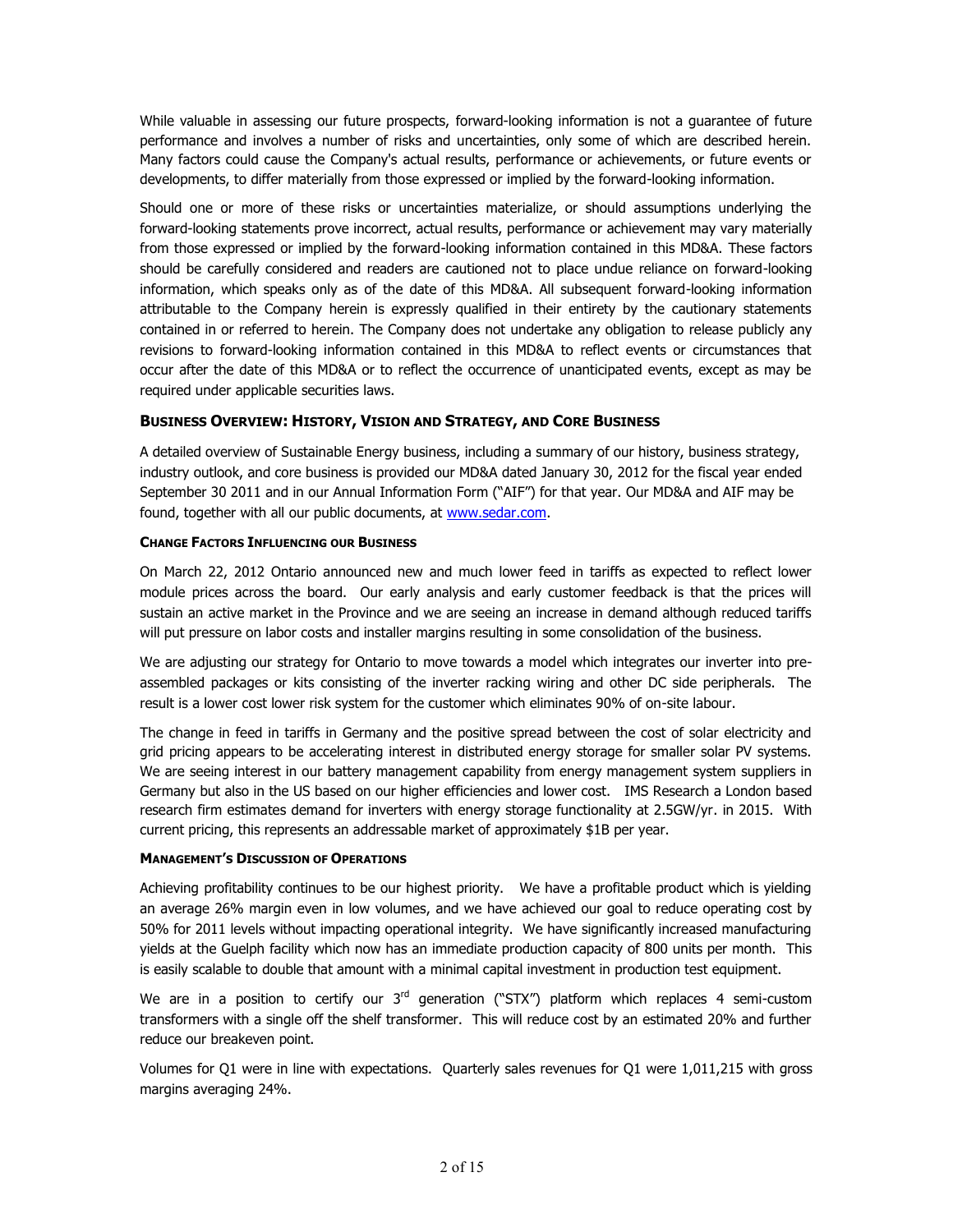While valuable in assessing our future prospects, forward-looking information is not a guarantee of future performance and involves a number of risks and uncertainties, only some of which are described herein. Many factors could cause the Company's actual results, performance or achievements, or future events or developments, to differ materially from those expressed or implied by the forward-looking information.

Should one or more of these risks or uncertainties materialize, or should assumptions underlying the forward-looking statements prove incorrect, actual results, performance or achievement may vary materially from those expressed or implied by the forward-looking information contained in this MD&A. These factors should be carefully considered and readers are cautioned not to place undue reliance on forward-looking information, which speaks only as of the date of this MD&A. All subsequent forward-looking information attributable to the Company herein is expressly qualified in their entirety by the cautionary statements contained in or referred to herein. The Company does not undertake any obligation to release publicly any revisions to forward-looking information contained in this MD&A to reflect events or circumstances that occur after the date of this MD&A or to reflect the occurrence of unanticipated events, except as may be required under applicable securities laws.

## BUSINESS OVERVIEW: HISTORY, VISION AND STRATEGY, AND CORE BUSINESS

A detailed overview of Sustainable Energy business, including a summary of our history, business strategy, industry outlook, and core business is provided our MD&A dated January 30, 2012 for the fiscal year ended September 30 2011 and in our Annual Information Form ("AIF") for that year. Our MD&A and AIF may be found, together with all our public documents, at www.sedar.com.

### CHANGE FACTORS INFLUENCING OUR BUSINESS

On March 22, 2012 Ontario announced new and much lower feed in tariffs as expected to reflect lower module prices across the board. Our early analysis and early customer feedback is that the prices will sustain an active market in the Province and we are seeing an increase in demand although reduced tariffs will put pressure on labor costs and installer margins resulting in some consolidation of the business.

We are adjusting our strategy for Ontario to move towards a model which integrates our inverter into pre-assembled packages or kits consisting of the inverter racking wiring and other DC side peripherals. The result is a lower cost lower risk system for the customer which eliminates 90% of on-site labour.

The change in feed in tariffs in Germany and the positive spread between the cost of solar electricity and grid pricing appears to be accelerating interest in distributed energy storage for smaller solar PV systems. We are seeing interest in our battery management capability from energy management system suppliers in Germany but also in the US based on our higher efficiencies and lower cost. IMS Research a London based research firm estimates demand for inverters with energy storage functionality at 2.5GW/yr. in 2015. With current pricing, this represents an addressable market of approximately $1B per year.

### MANAGEMENT'S DISCUSSION OF OPERATIONS

Achieving profitability continues to be our highest priority. We have a profitable product which is yielding an average 26% margin even in low volumes, and we have achieved our goal to reduce operating cost by 50% for 2011 levels without impacting operational integrity. We have significantly increased manufacturing yields at the Guelph facility which now has an immediate production capacity of 800 units per month. This is easily scalable to double that amount with a minimal capital investment in production test equipment.

We are in a position to certify our 3rd generation ("STX") platform which replaces 4 semi-custom transformers with a single off the shelf transformer. This will reduce cost by an estimated 20% and further reduce our breakeven point.

Volumes for Q1 were in line with expectations. Quarterly sales revenues for Q1 were 1,011,215 with gross margins averaging 24%.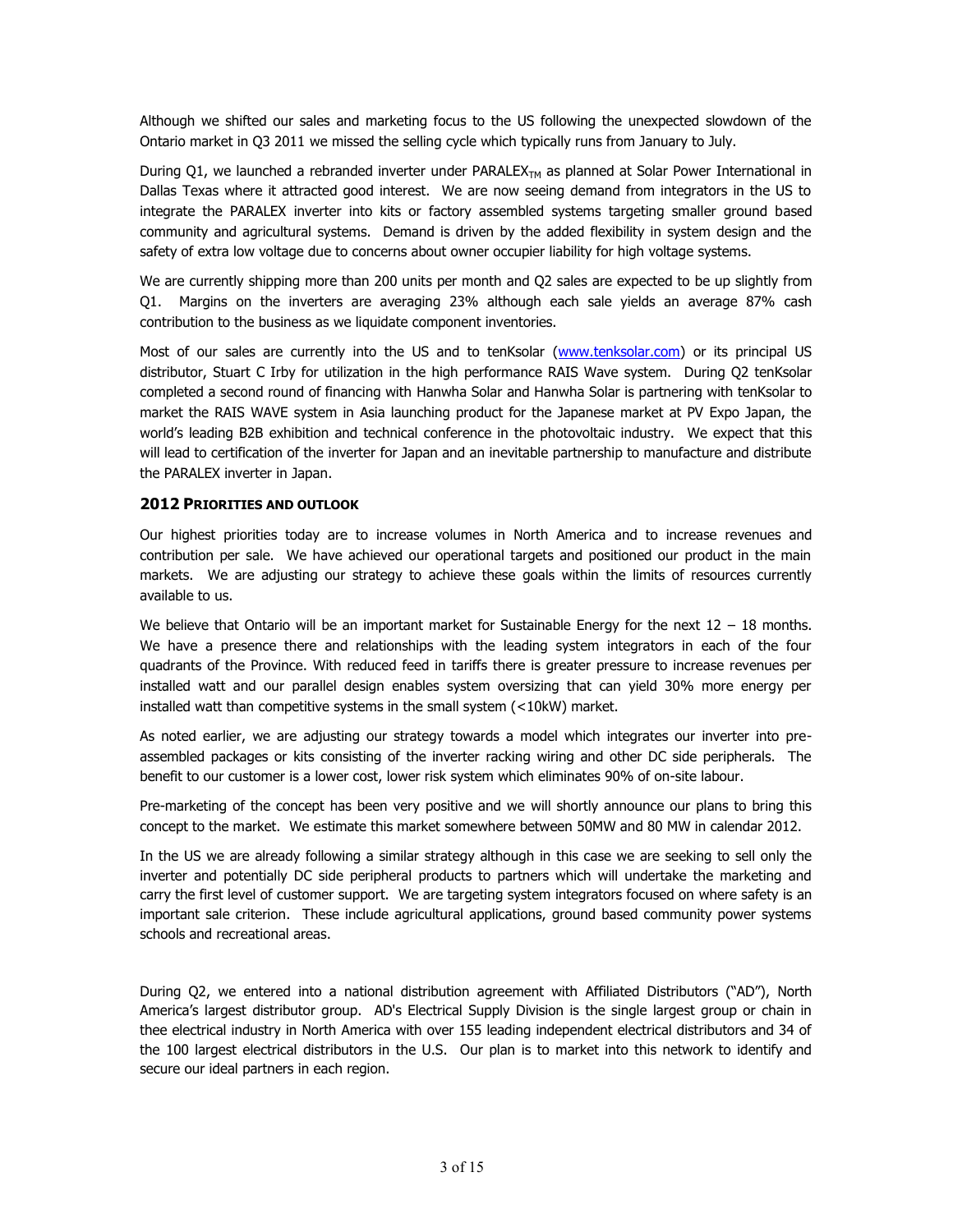Although we shifted our sales and marketing focus to the US following the unexpected slowdown of the Ontario market in Q3 2011 we missed the selling cycle which typically runs from January to July.

During Q1, we launched a rebranded inverter under PARALEX$_{TM}$ as planned at Solar Power International in Dallas Texas where it attracted good interest. We are now seeing demand from integrators in the US to integrate the PARALEX inverter into kits or factory assembled systems targeting smaller ground based community and agricultural systems. Demand is driven by the added flexibility in system design and the safety of extra low voltage due to concerns about owner occupier liability for high voltage systems.

We are currently shipping more than 200 units per month and Q2 sales are expected to be up slightly from Q1. Margins on the inverters are averaging 23% although each sale yields an average 87% cash contribution to the business as we liquidate component inventories.

Most of our sales are currently into the US and to tenKsolar (www.tenksolar.com) or its principal US distributor, Stuart C Irby for utilization in the high performance RAIS Wave system. During Q2 tenKsolar completed a second round of financing with Hanwha Solar and Hanwha Solar is partnering with tenKsolar to market the RAIS WAVE system in Asia launching product for the Japanese market at PV Expo Japan, the world's leading B2B exhibition and technical conference in the photovoltaic industry. We expect that this will lead to certification of the inverter for Japan and an inevitable partnership to manufacture and distribute the PARALEX inverter in Japan.

## 2012 PRIORITIES AND OUTLOOK

Our highest priorities today are to increase volumes in North America and to increase revenues and contribution per sale. We have achieved our operational targets and positioned our product in the main markets. We are adjusting our strategy to achieve these goals within the limits of resources currently available to us.

We believe that Ontario will be an important market for Sustainable Energy for the next 12 – 18 months. We have a presence there and relationships with the leading system integrators in each of the four quadrants of the Province. With reduced feed in tariffs there is greater pressure to increase revenues per installed watt and our parallel design enables system oversizing that can yield 30% more energy per installed watt than competitive systems in the small system (<10kW) market.

As noted earlier, we are adjusting our strategy towards a model which integrates our inverter into pre-assembled packages or kits consisting of the inverter racking wiring and other DC side peripherals. The benefit to our customer is a lower cost, lower risk system which eliminates 90% of on-site labour.

Pre-marketing of the concept has been very positive and we will shortly announce our plans to bring this concept to the market. We estimate this market somewhere between 50MW and 80 MW in calendar 2012.

In the US we are already following a similar strategy although in this case we are seeking to sell only the inverter and potentially DC side peripheral products to partners which will undertake the marketing and carry the first level of customer support. We are targeting system integrators focused on where safety is an important sale criterion. These include agricultural applications, ground based community power systems schools and recreational areas.

During Q2, we entered into a national distribution agreement with Affiliated Distributors ("AD"), North America's largest distributor group. AD's Electrical Supply Division is the single largest group or chain in thee electrical industry in North America with over 155 leading independent electrical distributors and 34 of the 100 largest electrical distributors in the U.S. Our plan is to market into this network to identify and secure our ideal partners in each region.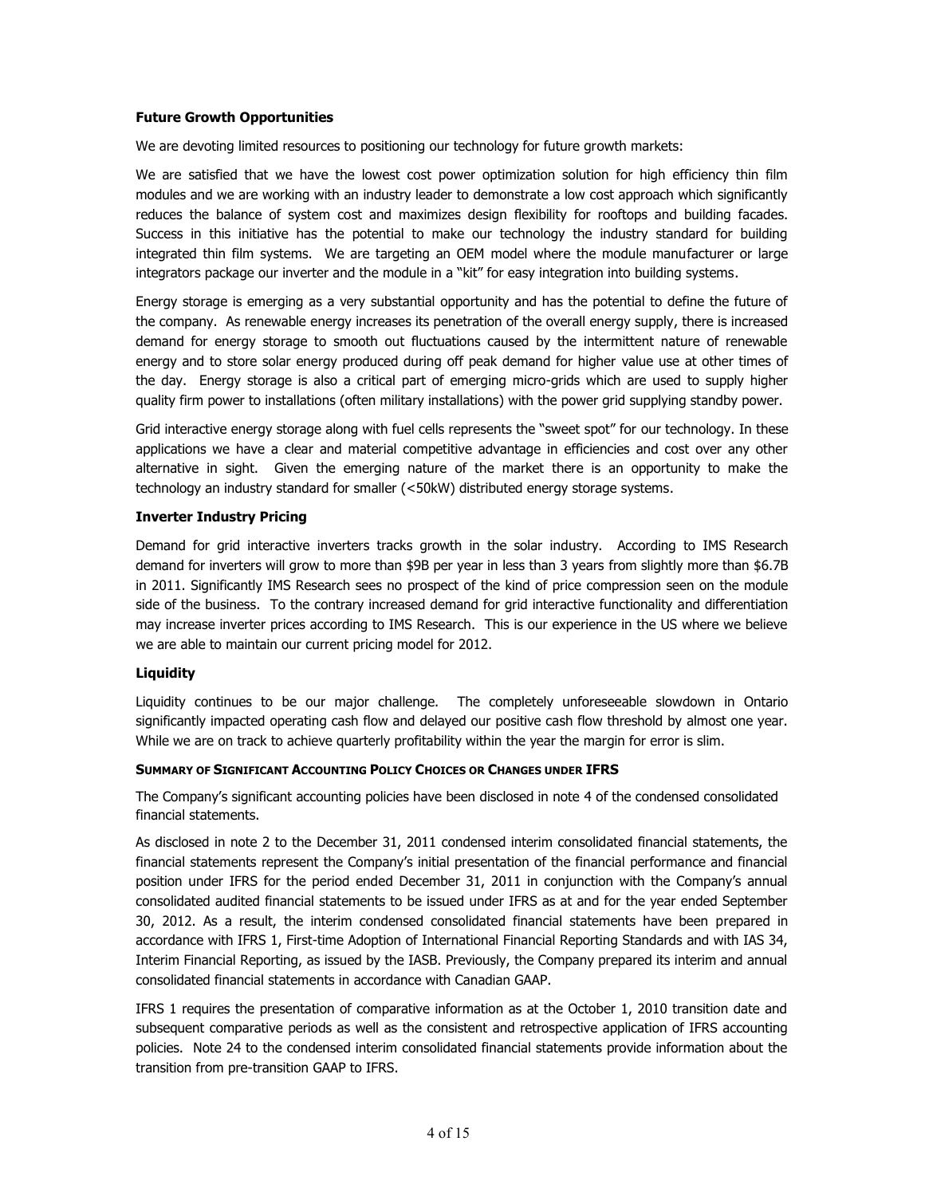**Future Growth Opportunities**

We are devoting limited resources to positioning our technology for future growth markets:

We are satisfied that we have the lowest cost power optimization solution for high efficiency thin film modules and we are working with an industry leader to demonstrate a low cost approach which significantly reduces the balance of system cost and maximizes design flexibility for rooftops and building facades. Success in this initiative has the potential to make our technology the industry standard for building integrated thin film systems. We are targeting an OEM model where the module manufacturer or large integrators package our inverter and the module in a "kit" for easy integration into building systems.

Energy storage is emerging as a very substantial opportunity and has the potential to define the future of the company. As renewable energy increases its penetration of the overall energy supply, there is increased demand for energy storage to smooth out fluctuations caused by the intermittent nature of renewable energy and to store solar energy produced during off peak demand for higher value use at other times of the day. Energy storage is also a critical part of emerging micro-grids which are used to supply higher quality firm power to installations (often military installations) with the power grid supplying standby power.

Grid interactive energy storage along with fuel cells represents the "sweet spot" for our technology. In these applications we have a clear and material competitive advantage in efficiencies and cost over any other alternative in sight. Given the emerging nature of the market there is an opportunity to make the technology an industry standard for smaller (<50kW) distributed energy storage systems.

**Inverter Industry Pricing**

Demand for grid interactive inverters tracks growth in the solar industry. According to IMS Research demand for inverters will grow to more than $9B per year in less than 3 years from slightly more than $6.7B in 2011. Significantly IMS Research sees no prospect of the kind of price compression seen on the module side of the business. To the contrary increased demand for grid interactive functionality and differentiation may increase inverter prices according to IMS Research. This is our experience in the US where we believe we are able to maintain our current pricing model for 2012.

**Liquidity**

Liquidity continues to be our major challenge. The completely unforeseeable slowdown in Ontario significantly impacted operating cash flow and delayed our positive cash flow threshold by almost one year. While we are on track to achieve quarterly profitability within the year the margin for error is slim.

**SUMMARY OF SIGNIFICANT ACCOUNTING POLICY CHOICES OR CHANGES UNDER IFRS**

The Company's significant accounting policies have been disclosed in note 4 of the condensed consolidated financial statements.

As disclosed in note 2 to the December 31, 2011 condensed interim consolidated financial statements, the financial statements represent the Company's initial presentation of the financial performance and financial position under IFRS for the period ended December 31, 2011 in conjunction with the Company's annual consolidated audited financial statements to be issued under IFRS as at and for the year ended September 30, 2012. As a result, the interim condensed consolidated financial statements have been prepared in accordance with IFRS 1, First-time Adoption of International Financial Reporting Standards and with IAS 34, Interim Financial Reporting, as issued by the IASB. Previously, the Company prepared its interim and annual consolidated financial statements in accordance with Canadian GAAP.

IFRS 1 requires the presentation of comparative information as at the October 1, 2010 transition date and subsequent comparative periods as well as the consistent and retrospective application of IFRS accounting policies. Note 24 to the condensed interim consolidated financial statements provide information about the transition from pre-transition GAAP to IFRS.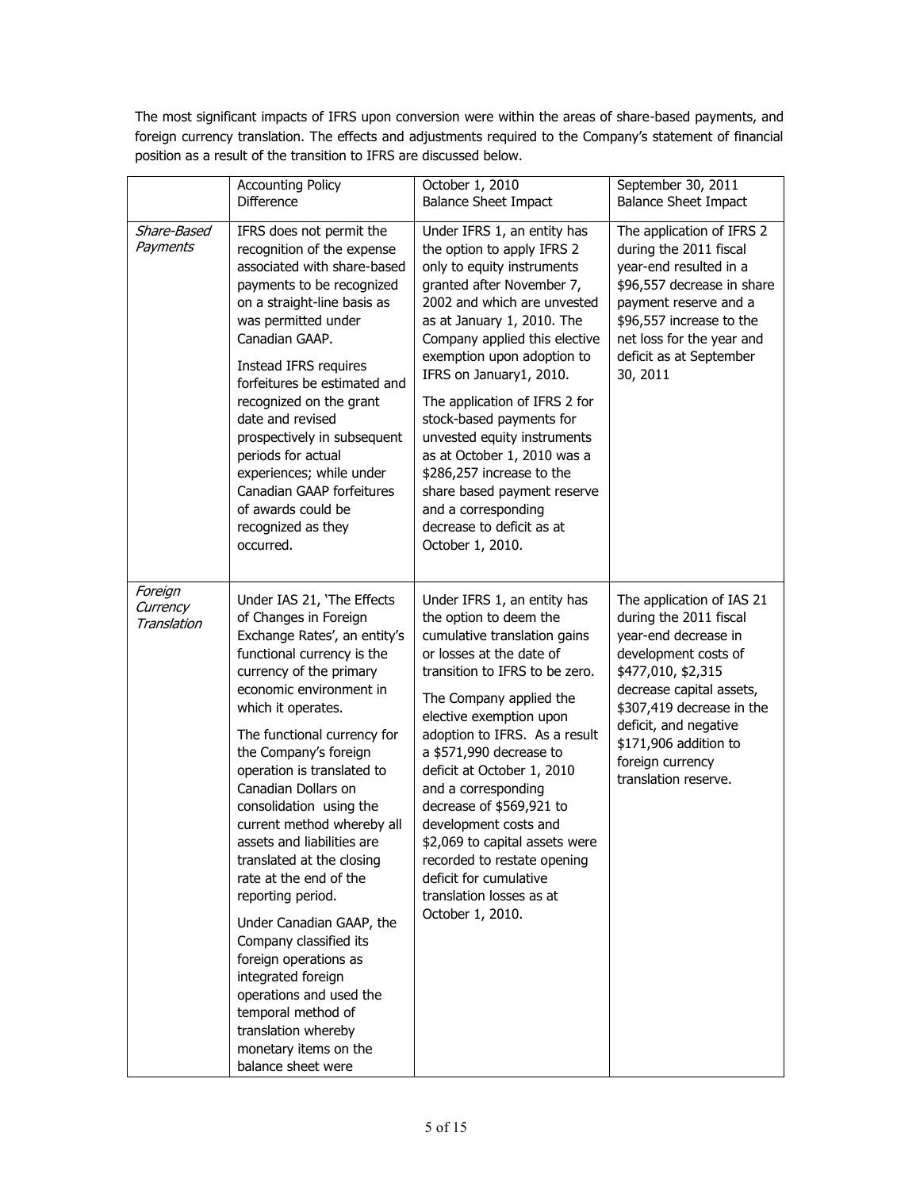The most significant impacts of IFRS upon conversion were within the areas of share-based payments, and foreign currency translation. The effects and adjustments required to the Company's statement of financial position as a result of the transition to IFRS are discussed below.

| | Accounting Policy Difference | October 1, 2010 Balance Sheet Impact | September 30, 2011 Balance Sheet Impact |
|---|---|---|---|
| *Share-Based Payments* | IFRS does not permit the recognition of the expense associated with share-based payments to be recognized on a straight-line basis as was permitted under Canadian GAAP.<br><br>Instead IFRS requires forfeitures be estimated and recognized on the grant date and revised prospectively in subsequent periods for actual experiences; while under Canadian GAAP forfeitures of awards could be recognized as they occurred. | Under IFRS 1, an entity has the option to apply IFRS 2 only to equity instruments granted after November 7, 2002 and which are unvested as at January 1, 2010. The Company applied this elective exemption upon adoption to IFRS on January1, 2010.<br><br>The application of IFRS 2 for stock-based payments for unvested equity instruments as at October 1, 2010 was a \$286,257 increase to the share based payment reserve and a corresponding decrease to deficit as at October 1, 2010. | The application of IFRS 2 during the 2011 fiscal year-end resulted in a \$96,557 decrease in share payment reserve and a \$96,557 increase to the net loss for the year and deficit as at September 30, 2011 |
| *Foreign Currency Translation* | Under IAS 21, 'The Effects of Changes in Foreign Exchange Rates', an entity's functional currency is the currency of the primary economic environment in which it operates.<br><br>The functional currency for the Company's foreign operation is translated to Canadian Dollars on consolidation using the current method whereby all assets and liabilities are translated at the closing rate at the end of the reporting period.<br><br>Under Canadian GAAP, the Company classified its foreign operations as integrated foreign operations and used the temporal method of translation whereby monetary items on the balance sheet were | Under IFRS 1, an entity has the option to deem the cumulative translation gains or losses at the date of transition to IFRS to be zero.<br><br>The Company applied the elective exemption upon adoption to IFRS. As a result a \$571,990 decrease to deficit at October 1, 2010 and a corresponding decrease of \$569,921 to development costs and \$2,069 to capital assets were recorded to restate opening deficit for cumulative translation losses as at October 1, 2010. | The application of IAS 21 during the 2011 fiscal year-end decrease in development costs of \$477,010, \$2,315 decrease capital assets, \$307,419 decrease in the deficit, and negative \$171,906 addition to foreign currency translation reserve. |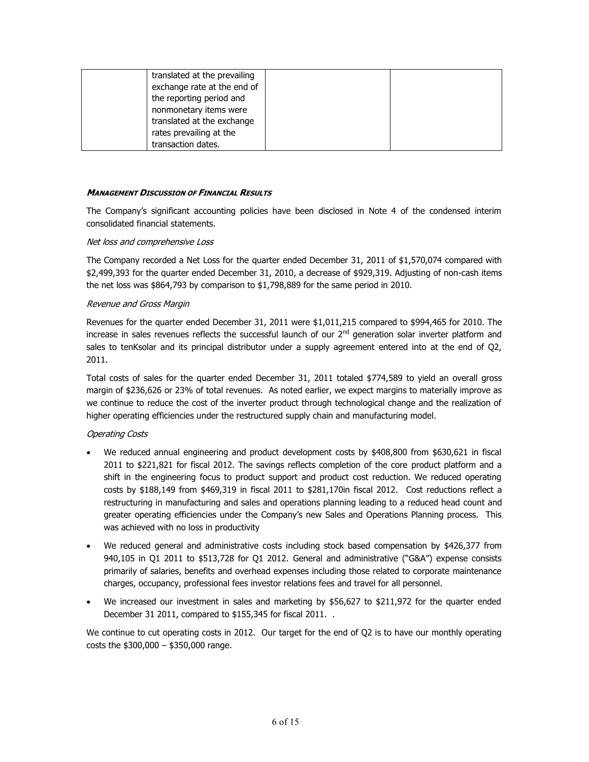| | translated at the prevailing exchange rate at the end of the reporting period and nonmonetary items were translated at the exchange rates prevailing at the transaction dates. | | |
|---|---|---|---|

***MANAGEMENT DISCUSSION OF FINANCIAL RESULTS***

The Company's significant accounting policies have been disclosed in Note 4 of the condensed interim consolidated financial statements.

*Net loss and comprehensive Loss*

The Company recorded a Net Loss for the quarter ended December 31, 2011 of $1,570,074 compared with $2,499,393 for the quarter ended December 31, 2010, a decrease of $929,319. Adjusting of non-cash items the net loss was $864,793 by comparison to $1,798,889 for the same period in 2010.

*Revenue and Gross Margin*

Revenues for the quarter ended December 31, 2011 were $1,011,215 compared to $994,465 for 2010. The increase in sales revenues reflects the successful launch of our 2nd generation solar inverter platform and sales to tenKsolar and its principal distributor under a supply agreement entered into at the end of Q2, 2011.

Total costs of sales for the quarter ended December 31, 2011 totaled $774,589 to yield an overall gross margin of $236,626 or 23% of total revenues. As noted earlier, we expect margins to materially improve as we continue to reduce the cost of the inverter product through technological change and the realization of higher operating efficiencies under the restructured supply chain and manufacturing model.

*Operating Costs*

- We reduced annual engineering and product development costs by $408,800 from $630,621 in fiscal 2011 to $221,821 for fiscal 2012. The savings reflects completion of the core product platform and a shift in the engineering focus to product support and product cost reduction. We reduced operating costs by $188,149 from $469,319 in fiscal 2011 to $281,170in fiscal 2012. Cost reductions reflect a restructuring in manufacturing and sales and operations planning leading to a reduced head count and greater operating efficiencies under the Company's new Sales and Operations Planning process. This was achieved with no loss in productivity
- We reduced general and administrative costs including stock based compensation by $426,377 from 940,105 in Q1 2011 to $513,728 for Q1 2012. General and administrative ("G&A") expense consists primarily of salaries, benefits and overhead expenses including those related to corporate maintenance charges, occupancy, professional fees investor relations fees and travel for all personnel.
- We increased our investment in sales and marketing by $56,627 to $211,972 for the quarter ended December 31 2011, compared to $155,345 for fiscal 2011. .

We continue to cut operating costs in 2012. Our target for the end of Q2 is to have our monthly operating costs the $300,000 – $350,000 range.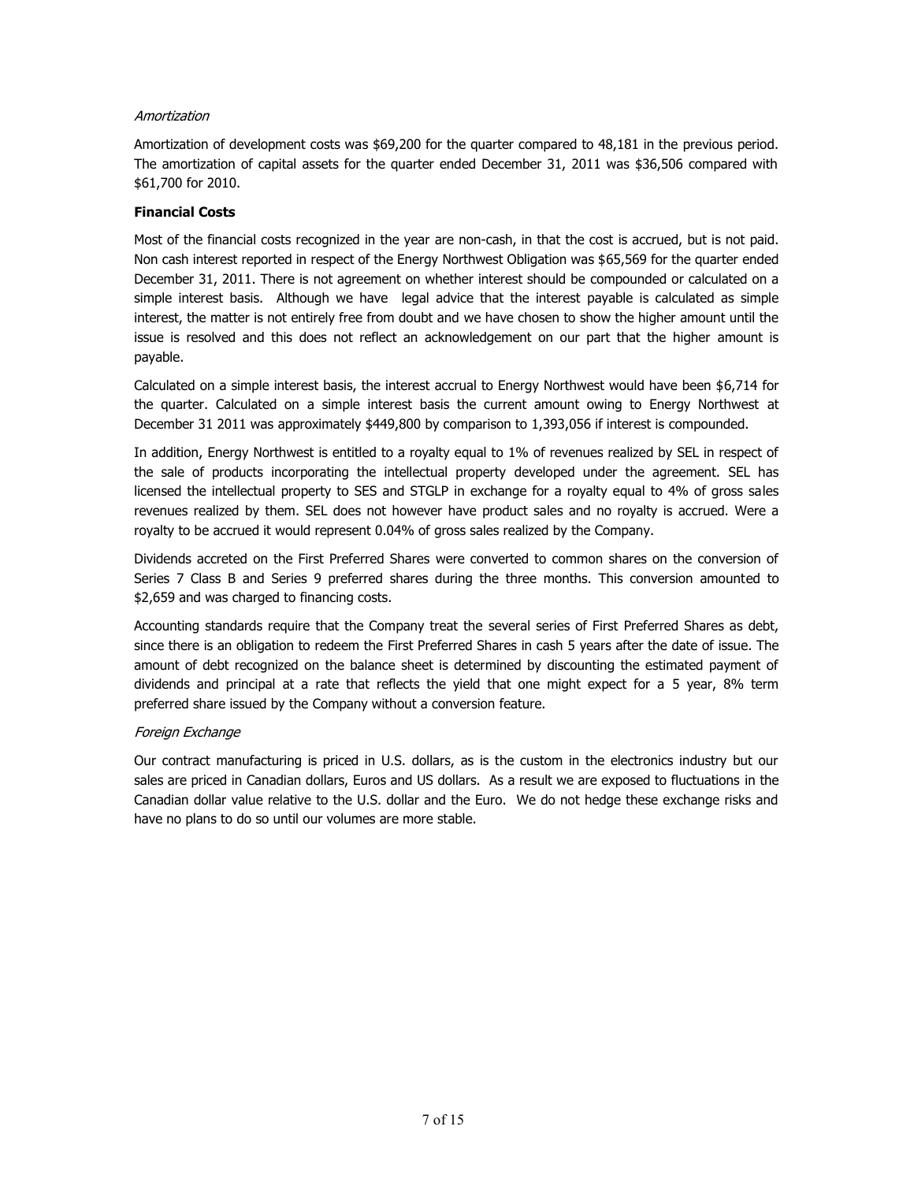*Amortization*

Amortization of development costs was $69,200 for the quarter compared to 48,181 in the previous period. The amortization of capital assets for the quarter ended December 31, 2011 was $36,506 compared with $61,700 for 2010.

**Financial Costs**

Most of the financial costs recognized in the year are non-cash, in that the cost is accrued, but is not paid. Non cash interest reported in respect of the Energy Northwest Obligation was $65,569 for the quarter ended December 31, 2011. There is not agreement on whether interest should be compounded or calculated on a simple interest basis. Although we have legal advice that the interest payable is calculated as simple interest, the matter is not entirely free from doubt and we have chosen to show the higher amount until the issue is resolved and this does not reflect an acknowledgement on our part that the higher amount is payable.

Calculated on a simple interest basis, the interest accrual to Energy Northwest would have been $6,714 for the quarter. Calculated on a simple interest basis the current amount owing to Energy Northwest at December 31 2011 was approximately $449,800 by comparison to 1,393,056 if interest is compounded.

In addition, Energy Northwest is entitled to a royalty equal to 1% of revenues realized by SEL in respect of the sale of products incorporating the intellectual property developed under the agreement. SEL has licensed the intellectual property to SES and STGLP in exchange for a royalty equal to 4% of gross sales revenues realized by them. SEL does not however have product sales and no royalty is accrued. Were a royalty to be accrued it would represent 0.04% of gross sales realized by the Company.

Dividends accreted on the First Preferred Shares were converted to common shares on the conversion of Series 7 Class B and Series 9 preferred shares during the three months. This conversion amounted to $2,659 and was charged to financing costs.

Accounting standards require that the Company treat the several series of First Preferred Shares as debt, since there is an obligation to redeem the First Preferred Shares in cash 5 years after the date of issue. The amount of debt recognized on the balance sheet is determined by discounting the estimated payment of dividends and principal at a rate that reflects the yield that one might expect for a 5 year, 8% term preferred share issued by the Company without a conversion feature.

*Foreign Exchange*

Our contract manufacturing is priced in U.S. dollars, as is the custom in the electronics industry but our sales are priced in Canadian dollars, Euros and US dollars. As a result we are exposed to fluctuations in the Canadian dollar value relative to the U.S. dollar and the Euro. We do not hedge these exchange risks and have no plans to do so until our volumes are more stable.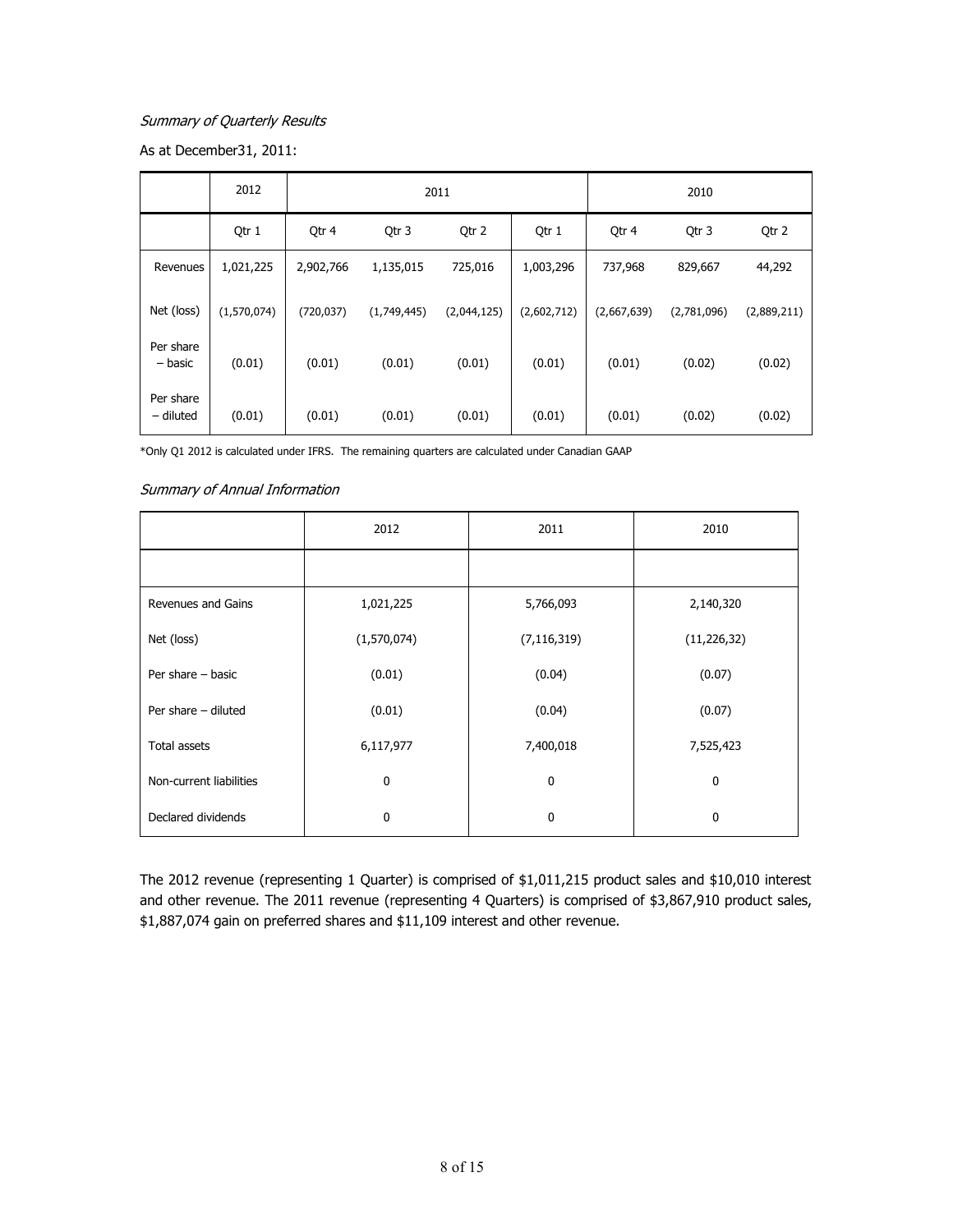*Summary of Quarterly Results*

As at December31, 2011:

| | 2012 | 2011 | | | | 2010 | | |
|---|---|---|---|---|---|---|---|---|
| | Qtr 1 | Qtr 4 | Qtr 3 | Qtr 2 | Qtr 1 | Qtr 4 | Qtr 3 | Qtr 2 |
| Revenues | 1,021,225 | 2,902,766 | 1,135,015 | 725,016 | 1,003,296 | 737,968 | 829,667 | 44,292 |
| Net (loss) | (1,570,074) | (720,037) | (1,749,445) | (2,044,125) | (2,602,712) | (2,667,639) | (2,781,096) | (2,889,211) |
| Per share – basic | (0.01) | (0.01) | (0.01) | (0.01) | (0.01) | (0.01) | (0.02) | (0.02) |
| Per share – diluted | (0.01) | (0.01) | (0.01) | (0.01) | (0.01) | (0.01) | (0.02) | (0.02) |

*Only Q1 2012 is calculated under IFRS. The remaining quarters are calculated under Canadian GAAP

*Summary of Annual Information*

| | 2012 | 2011 | 2010 |
|---|---|---|---|
| | | | |
| Revenues and Gains | 1,021,225 | 5,766,093 | 2,140,320 |
| Net (loss) | (1,570,074) | (7,116,319) | (11,226,32) |
| Per share – basic | (0.01) | (0.04) | (0.07) |
| Per share – diluted | (0.01) | (0.04) | (0.07) |
| Total assets | 6,117,977 | 7,400,018 | 7,525,423 |
| Non-current liabilities | 0 | 0 | 0 |
| Declared dividends | 0 | 0 | 0 |

The 2012 revenue (representing 1 Quarter) is comprised of $1,011,215 product sales and $10,010 interest and other revenue. The 2011 revenue (representing 4 Quarters) is comprised of $3,867,910 product sales, $1,887,074 gain on preferred shares and $11,109 interest and other revenue.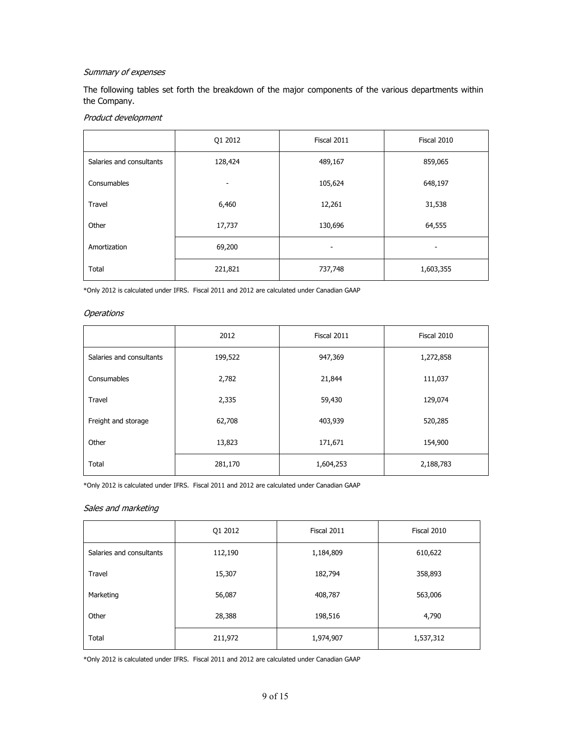*Summary of expenses*

The following tables set forth the breakdown of the major components of the various departments within the Company.

*Product development*

| | Q1 2012 | Fiscal 2011 | Fiscal 2010 |
|---|---|---|---|
| Salaries and consultants | 128,424 | 489,167 | 859,065 |
| Consumables | - | 105,624 | 648,197 |
| Travel | 6,460 | 12,261 | 31,538 |
| Other | 17,737 | 130,696 | 64,555 |
| Amortization | 69,200 | - | - |
| Total | 221,821 | 737,748 | 1,603,355 |

*Only 2012 is calculated under IFRS. Fiscal 2011 and 2012 are calculated under Canadian GAAP

*Operations*

| | 2012 | Fiscal 2011 | Fiscal 2010 |
|---|---|---|---|
| Salaries and consultants | 199,522 | 947,369 | 1,272,858 |
| Consumables | 2,782 | 21,844 | 111,037 |
| Travel | 2,335 | 59,430 | 129,074 |
| Freight and storage | 62,708 | 403,939 | 520,285 |
| Other | 13,823 | 171,671 | 154,900 |
| Total | 281,170 | 1,604,253 | 2,188,783 |

*Only 2012 is calculated under IFRS. Fiscal 2011 and 2012 are calculated under Canadian GAAP

*Sales and marketing*

| | Q1 2012 | Fiscal 2011 | Fiscal 2010 |
|---|---|---|---|
| Salaries and consultants | 112,190 | 1,184,809 | 610,622 |
| Travel | 15,307 | 182,794 | 358,893 |
| Marketing | 56,087 | 408,787 | 563,006 |
| Other | 28,388 | 198,516 | 4,790 |
| Total | 211,972 | 1,974,907 | 1,537,312 |

*Only 2012 is calculated under IFRS. Fiscal 2011 and 2012 are calculated under Canadian GAAP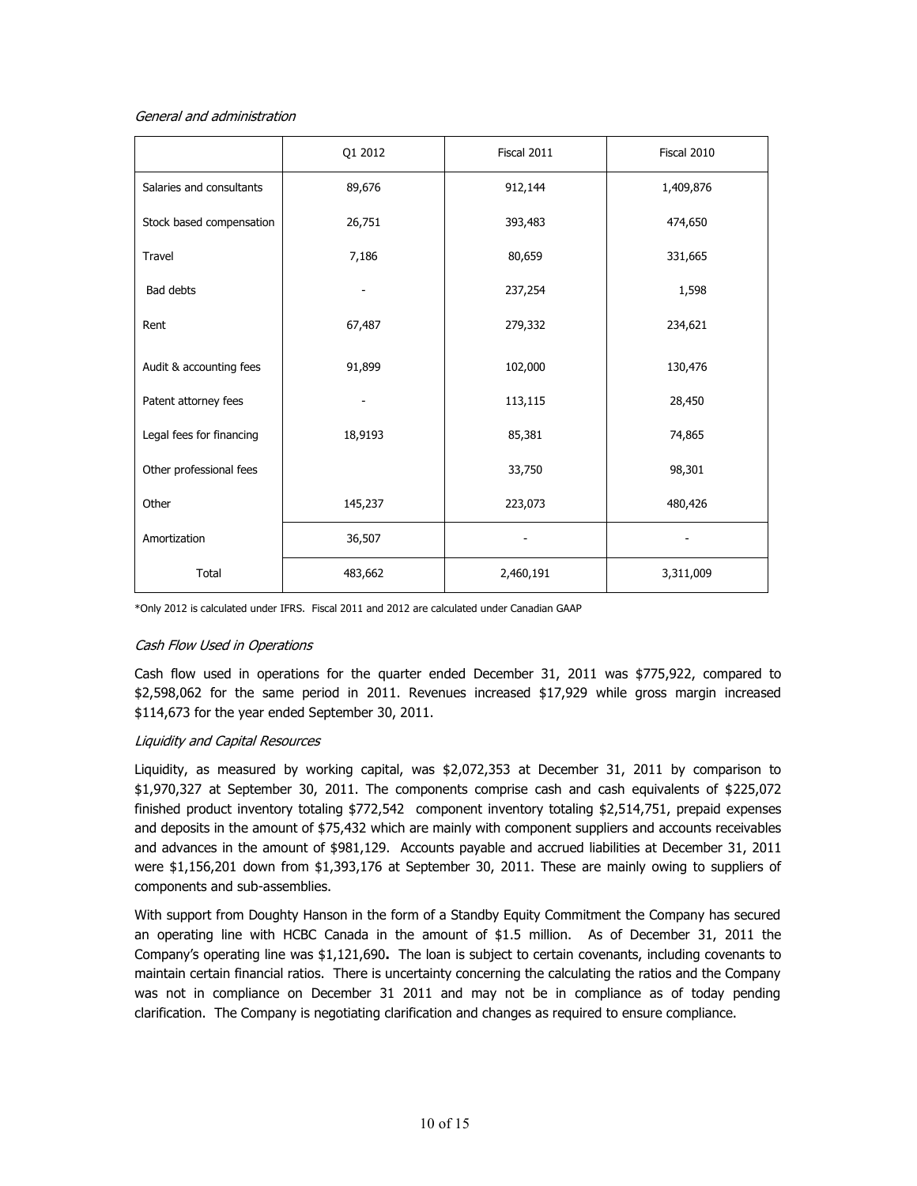*General and administration*

| | Q1 2012 | Fiscal 2011 | Fiscal 2010 |
|---|---|---|---|
| Salaries and consultants | 89,676 | 912,144 | 1,409,876 |
| Stock based compensation | 26,751 | 393,483 | 474,650 |
| Travel | 7,186 | 80,659 | 331,665 |
| Bad debts | - | 237,254 | 1,598 |
| Rent | 67,487 | 279,332 | 234,621 |
| Audit & accounting fees | 91,899 | 102,000 | 130,476 |
| Patent attorney fees | - | 113,115 | 28,450 |
| Legal fees for financing | 18,9193 | 85,381 | 74,865 |
| Other professional fees | | 33,750 | 98,301 |
| Other | 145,237 | 223,073 | 480,426 |
| Amortization | 36,507 | - | - |
| Total | 483,662 | 2,460,191 | 3,311,009 |

*Only 2012 is calculated under IFRS. Fiscal 2011 and 2012 are calculated under Canadian GAAP

*Cash Flow Used in Operations*

Cash flow used in operations for the quarter ended December 31, 2011 was $775,922, compared to $2,598,062 for the same period in 2011. Revenues increased $17,929 while gross margin increased $114,673 for the year ended September 30, 2011.

*Liquidity and Capital Resources*

Liquidity, as measured by working capital, was $2,072,353 at December 31, 2011 by comparison to $1,970,327 at September 30, 2011. The components comprise cash and cash equivalents of $225,072 finished product inventory totaling $772,542 component inventory totaling $2,514,751, prepaid expenses and deposits in the amount of $75,432 which are mainly with component suppliers and accounts receivables and advances in the amount of $981,129. Accounts payable and accrued liabilities at December 31, 2011 were $1,156,201 down from $1,393,176 at September 30, 2011. These are mainly owing to suppliers of components and sub-assemblies.

With support from Doughty Hanson in the form of a Standby Equity Commitment the Company has secured an operating line with HCBC Canada in the amount of $1.5 million. As of December 31, 2011 the Company's operating line was $1,121,690**.** The loan is subject to certain covenants, including covenants to maintain certain financial ratios. There is uncertainty concerning the calculating the ratios and the Company was not in compliance on December 31 2011 and may not be in compliance as of today pending clarification. The Company is negotiating clarification and changes as required to ensure compliance.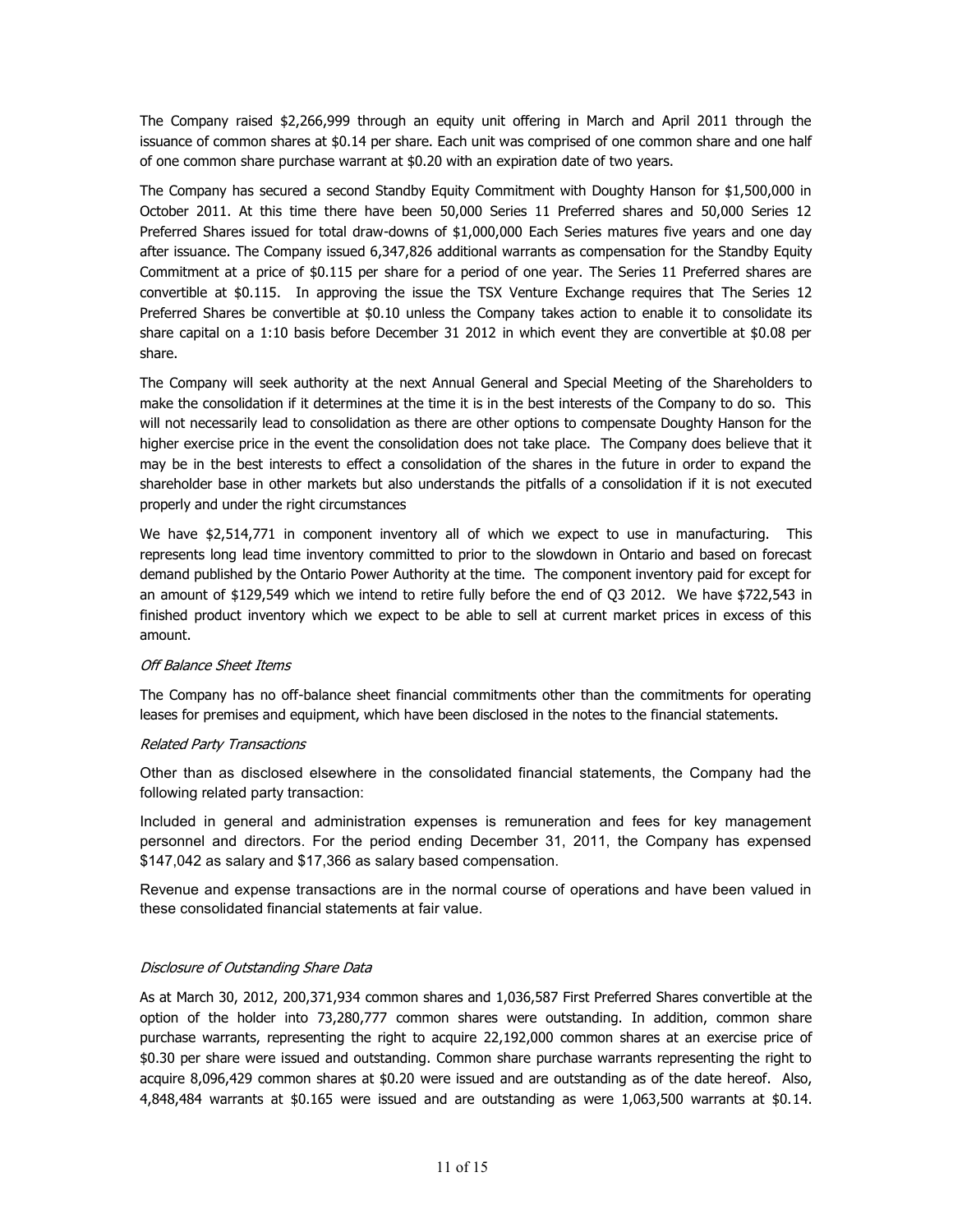The Company raised $2,266,999 through an equity unit offering in March and April 2011 through the issuance of common shares at $0.14 per share. Each unit was comprised of one common share and one half of one common share purchase warrant at $0.20 with an expiration date of two years.

The Company has secured a second Standby Equity Commitment with Doughty Hanson for $1,500,000 in October 2011. At this time there have been 50,000 Series 11 Preferred shares and 50,000 Series 12 Preferred Shares issued for total draw-downs of $1,000,000 Each Series matures five years and one day after issuance. The Company issued 6,347,826 additional warrants as compensation for the Standby Equity Commitment at a price of $0.115 per share for a period of one year. The Series 11 Preferred shares are convertible at $0.115. In approving the issue the TSX Venture Exchange requires that The Series 12 Preferred Shares be convertible at $0.10 unless the Company takes action to enable it to consolidate its share capital on a 1:10 basis before December 31 2012 in which event they are convertible at $0.08 per share.

The Company will seek authority at the next Annual General and Special Meeting of the Shareholders to make the consolidation if it determines at the time it is in the best interests of the Company to do so. This will not necessarily lead to consolidation as there are other options to compensate Doughty Hanson for the higher exercise price in the event the consolidation does not take place. The Company does believe that it may be in the best interests to effect a consolidation of the shares in the future in order to expand the shareholder base in other markets but also understands the pitfalls of a consolidation if it is not executed properly and under the right circumstances

We have $2,514,771 in component inventory all of which we expect to use in manufacturing. This represents long lead time inventory committed to prior to the slowdown in Ontario and based on forecast demand published by the Ontario Power Authority at the time. The component inventory paid for except for an amount of $129,549 which we intend to retire fully before the end of Q3 2012. We have $722,543 in finished product inventory which we expect to be able to sell at current market prices in excess of this amount.

*Off Balance Sheet Items*

The Company has no off-balance sheet financial commitments other than the commitments for operating leases for premises and equipment, which have been disclosed in the notes to the financial statements.

*Related Party Transactions*

Other than as disclosed elsewhere in the consolidated financial statements, the Company had the following related party transaction:

Included in general and administration expenses is remuneration and fees for key management personnel and directors. For the period ending December 31, 2011, the Company has expensed $147,042 as salary and $17,366 as salary based compensation.

Revenue and expense transactions are in the normal course of operations and have been valued in these consolidated financial statements at fair value.

*Disclosure of Outstanding Share Data*

As at March 30, 2012, 200,371,934 common shares and 1,036,587 First Preferred Shares convertible at the option of the holder into 73,280,777 common shares were outstanding. In addition, common share purchase warrants, representing the right to acquire 22,192,000 common shares at an exercise price of $0.30 per share were issued and outstanding. Common share purchase warrants representing the right to acquire 8,096,429 common shares at $0.20 were issued and are outstanding as of the date hereof. Also, 4,848,484 warrants at $0.165 were issued and are outstanding as were 1,063,500 warrants at $0.14.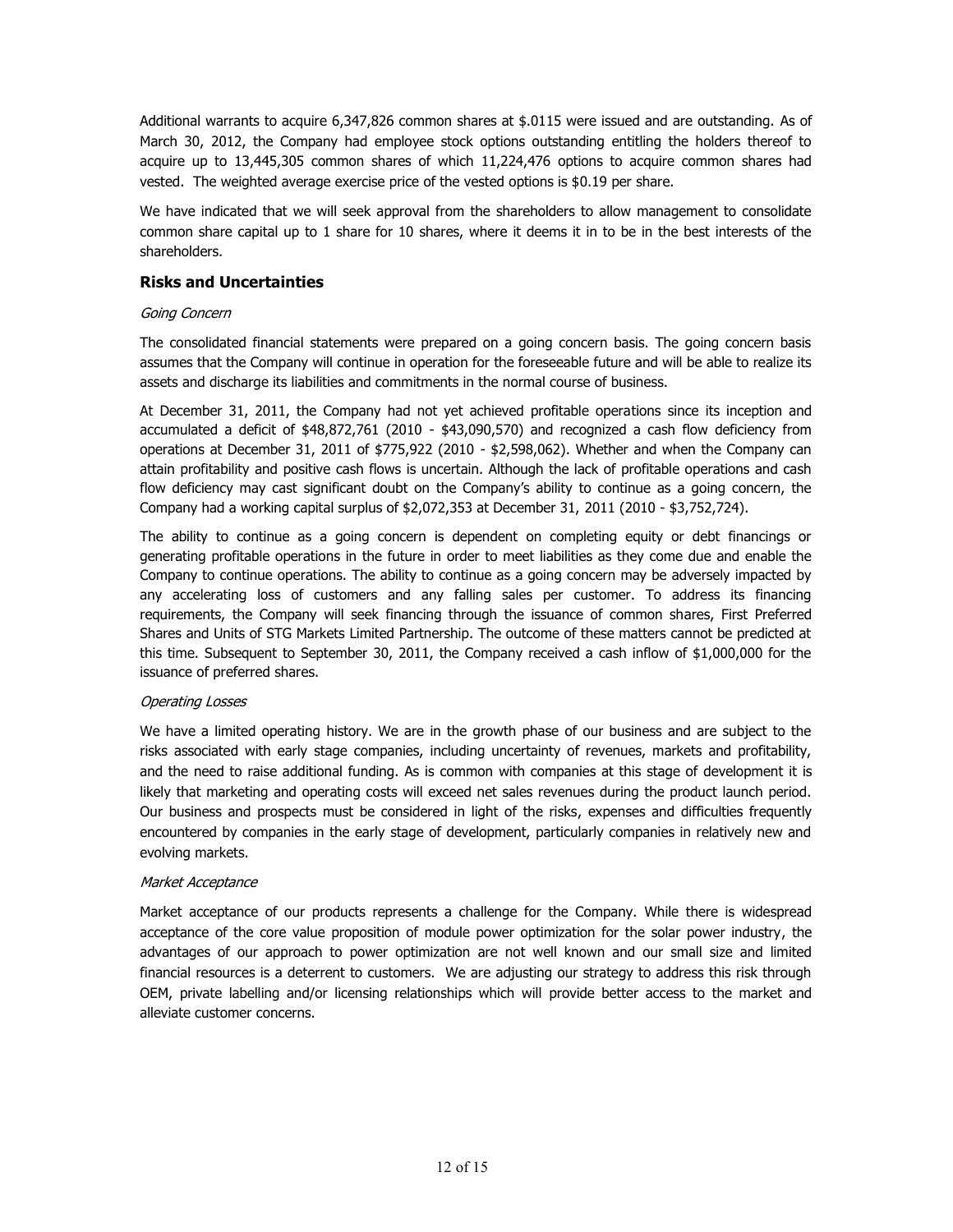Additional warrants to acquire 6,347,826 common shares at $.0115 were issued and are outstanding. As of March 30, 2012, the Company had employee stock options outstanding entitling the holders thereof to acquire up to 13,445,305 common shares of which 11,224,476 options to acquire common shares had vested. The weighted average exercise price of the vested options is $0.19 per share.

We have indicated that we will seek approval from the shareholders to allow management to consolidate common share capital up to 1 share for 10 shares, where it deems it in to be in the best interests of the shareholders.

## Risks and Uncertainties

*Going Concern*

The consolidated financial statements were prepared on a going concern basis. The going concern basis assumes that the Company will continue in operation for the foreseeable future and will be able to realize its assets and discharge its liabilities and commitments in the normal course of business.

At December 31, 2011, the Company had not yet achieved profitable operations since its inception and accumulated a deficit of $48,872,761 (2010 - $43,090,570) and recognized a cash flow deficiency from operations at December 31, 2011 of $775,922 (2010 - $2,598,062). Whether and when the Company can attain profitability and positive cash flows is uncertain. Although the lack of profitable operations and cash flow deficiency may cast significant doubt on the Company's ability to continue as a going concern, the Company had a working capital surplus of $2,072,353 at December 31, 2011 (2010 - $3,752,724).

The ability to continue as a going concern is dependent on completing equity or debt financings or generating profitable operations in the future in order to meet liabilities as they come due and enable the Company to continue operations. The ability to continue as a going concern may be adversely impacted by any accelerating loss of customers and any falling sales per customer. To address its financing requirements, the Company will seek financing through the issuance of common shares, First Preferred Shares and Units of STG Markets Limited Partnership. The outcome of these matters cannot be predicted at this time. Subsequent to September 30, 2011, the Company received a cash inflow of $1,000,000 for the issuance of preferred shares.

*Operating Losses*

We have a limited operating history. We are in the growth phase of our business and are subject to the risks associated with early stage companies, including uncertainty of revenues, markets and profitability, and the need to raise additional funding. As is common with companies at this stage of development it is likely that marketing and operating costs will exceed net sales revenues during the product launch period. Our business and prospects must be considered in light of the risks, expenses and difficulties frequently encountered by companies in the early stage of development, particularly companies in relatively new and evolving markets.

*Market Acceptance*

Market acceptance of our products represents a challenge for the Company. While there is widespread acceptance of the core value proposition of module power optimization for the solar power industry, the advantages of our approach to power optimization are not well known and our small size and limited financial resources is a deterrent to customers. We are adjusting our strategy to address this risk through OEM, private labelling and/or licensing relationships which will provide better access to the market and alleviate customer concerns.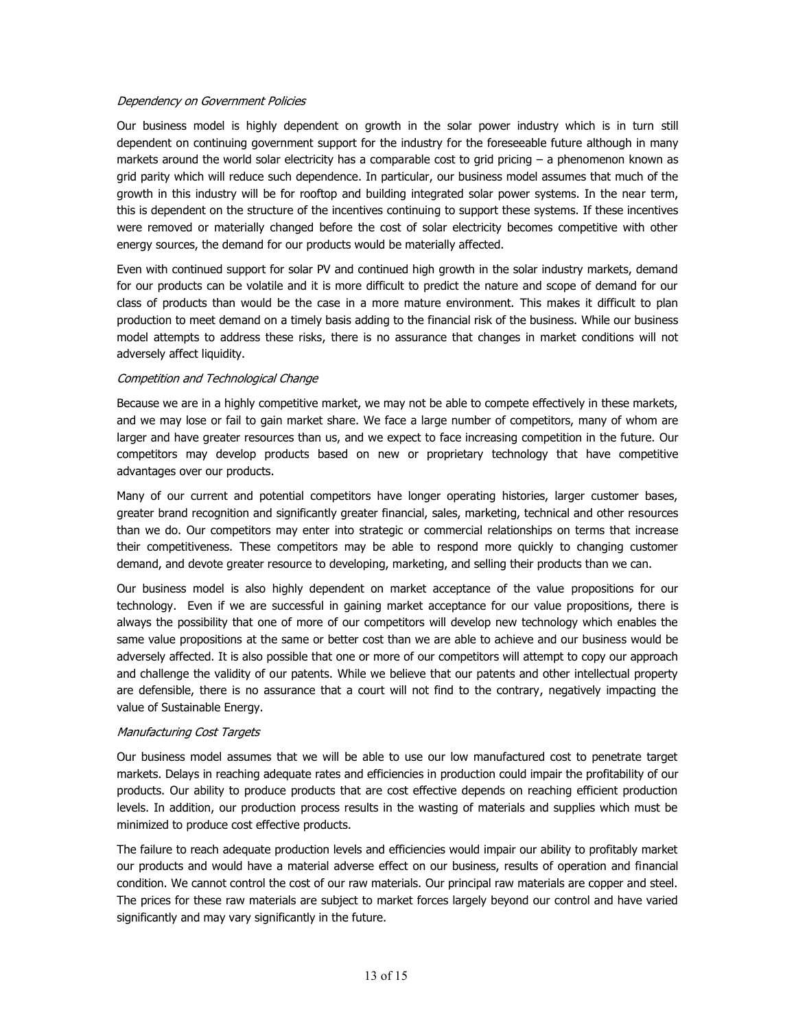*Dependency on Government Policies*

Our business model is highly dependent on growth in the solar power industry which is in turn still dependent on continuing government support for the industry for the foreseeable future although in many markets around the world solar electricity has a comparable cost to grid pricing – a phenomenon known as grid parity which will reduce such dependence. In particular, our business model assumes that much of the growth in this industry will be for rooftop and building integrated solar power systems. In the near term, this is dependent on the structure of the incentives continuing to support these systems. If these incentives were removed or materially changed before the cost of solar electricity becomes competitive with other energy sources, the demand for our products would be materially affected.

Even with continued support for solar PV and continued high growth in the solar industry markets, demand for our products can be volatile and it is more difficult to predict the nature and scope of demand for our class of products than would be the case in a more mature environment. This makes it difficult to plan production to meet demand on a timely basis adding to the financial risk of the business. While our business model attempts to address these risks, there is no assurance that changes in market conditions will not adversely affect liquidity.

*Competition and Technological Change*

Because we are in a highly competitive market, we may not be able to compete effectively in these markets, and we may lose or fail to gain market share. We face a large number of competitors, many of whom are larger and have greater resources than us, and we expect to face increasing competition in the future. Our competitors may develop products based on new or proprietary technology that have competitive advantages over our products.

Many of our current and potential competitors have longer operating histories, larger customer bases, greater brand recognition and significantly greater financial, sales, marketing, technical and other resources than we do. Our competitors may enter into strategic or commercial relationships on terms that increase their competitiveness. These competitors may be able to respond more quickly to changing customer demand, and devote greater resource to developing, marketing, and selling their products than we can.

Our business model is also highly dependent on market acceptance of the value propositions for our technology. Even if we are successful in gaining market acceptance for our value propositions, there is always the possibility that one of more of our competitors will develop new technology which enables the same value propositions at the same or better cost than we are able to achieve and our business would be adversely affected. It is also possible that one or more of our competitors will attempt to copy our approach and challenge the validity of our patents. While we believe that our patents and other intellectual property are defensible, there is no assurance that a court will not find to the contrary, negatively impacting the value of Sustainable Energy.

*Manufacturing Cost Targets*

Our business model assumes that we will be able to use our low manufactured cost to penetrate target markets. Delays in reaching adequate rates and efficiencies in production could impair the profitability of our products. Our ability to produce products that are cost effective depends on reaching efficient production levels. In addition, our production process results in the wasting of materials and supplies which must be minimized to produce cost effective products.

The failure to reach adequate production levels and efficiencies would impair our ability to profitably market our products and would have a material adverse effect on our business, results of operation and financial condition. We cannot control the cost of our raw materials. Our principal raw materials are copper and steel. The prices for these raw materials are subject to market forces largely beyond our control and have varied significantly and may vary significantly in the future.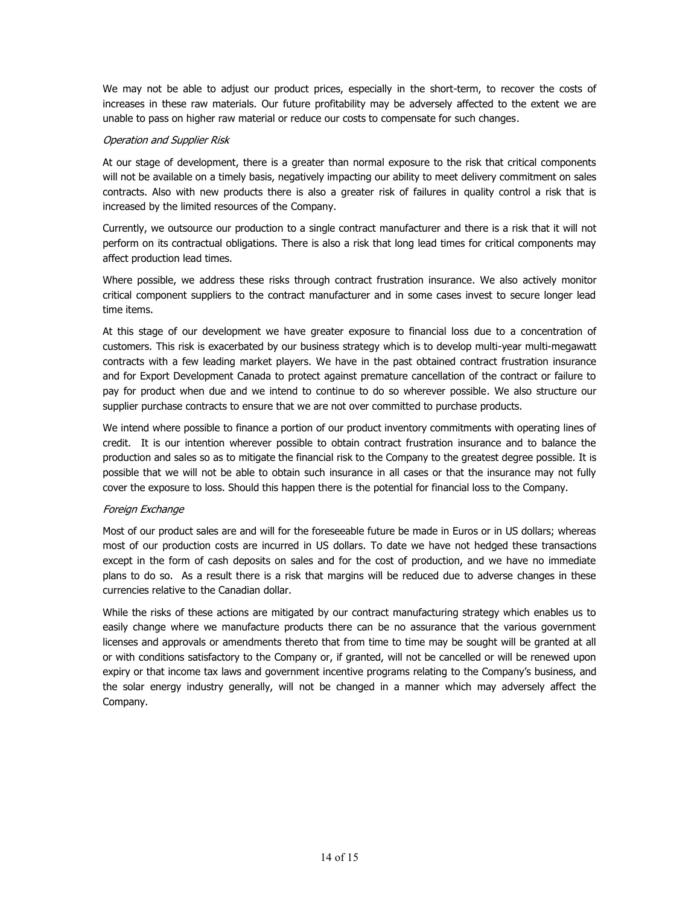We may not be able to adjust our product prices, especially in the short-term, to recover the costs of increases in these raw materials. Our future profitability may be adversely affected to the extent we are unable to pass on higher raw material or reduce our costs to compensate for such changes.

*Operation and Supplier Risk*

At our stage of development, there is a greater than normal exposure to the risk that critical components will not be available on a timely basis, negatively impacting our ability to meet delivery commitment on sales contracts. Also with new products there is also a greater risk of failures in quality control a risk that is increased by the limited resources of the Company.

Currently, we outsource our production to a single contract manufacturer and there is a risk that it will not perform on its contractual obligations. There is also a risk that long lead times for critical components may affect production lead times.

Where possible, we address these risks through contract frustration insurance. We also actively monitor critical component suppliers to the contract manufacturer and in some cases invest to secure longer lead time items.

At this stage of our development we have greater exposure to financial loss due to a concentration of customers. This risk is exacerbated by our business strategy which is to develop multi-year multi-megawatt contracts with a few leading market players. We have in the past obtained contract frustration insurance and for Export Development Canada to protect against premature cancellation of the contract or failure to pay for product when due and we intend to continue to do so wherever possible. We also structure our supplier purchase contracts to ensure that we are not over committed to purchase products.

We intend where possible to finance a portion of our product inventory commitments with operating lines of credit. It is our intention wherever possible to obtain contract frustration insurance and to balance the production and sales so as to mitigate the financial risk to the Company to the greatest degree possible. It is possible that we will not be able to obtain such insurance in all cases or that the insurance may not fully cover the exposure to loss. Should this happen there is the potential for financial loss to the Company.

*Foreign Exchange*

Most of our product sales are and will for the foreseeable future be made in Euros or in US dollars; whereas most of our production costs are incurred in US dollars. To date we have not hedged these transactions except in the form of cash deposits on sales and for the cost of production, and we have no immediate plans to do so. As a result there is a risk that margins will be reduced due to adverse changes in these currencies relative to the Canadian dollar.

While the risks of these actions are mitigated by our contract manufacturing strategy which enables us to easily change where we manufacture products there can be no assurance that the various government licenses and approvals or amendments thereto that from time to time may be sought will be granted at all or with conditions satisfactory to the Company or, if granted, will not be cancelled or will be renewed upon expiry or that income tax laws and government incentive programs relating to the Company's business, and the solar energy industry generally, will not be changed in a manner which may adversely affect the Company.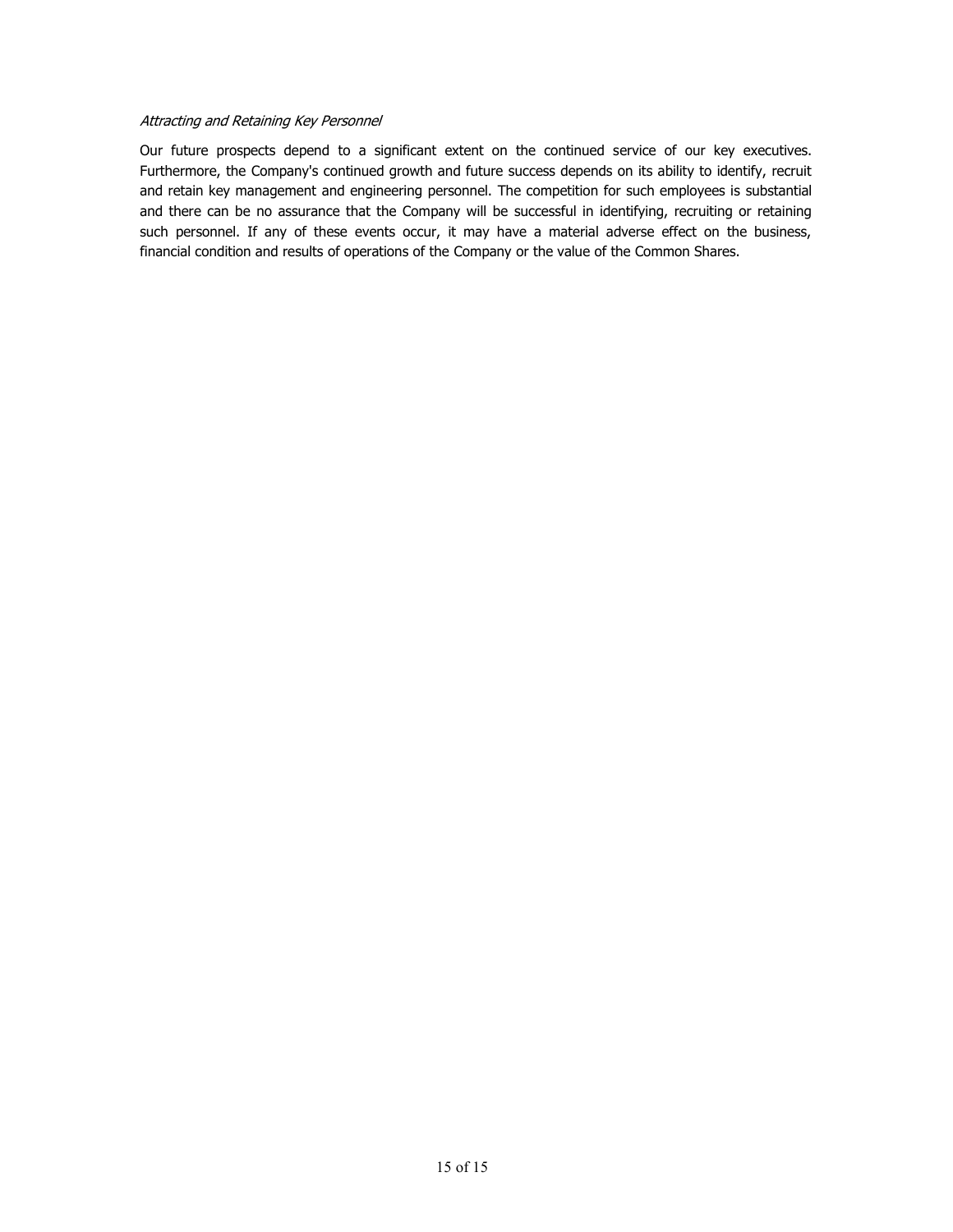*Attracting and Retaining Key Personnel*

Our future prospects depend to a significant extent on the continued service of our key executives. Furthermore, the Company's continued growth and future success depends on its ability to identify, recruit and retain key management and engineering personnel. The competition for such employees is substantial and there can be no assurance that the Company will be successful in identifying, recruiting or retaining such personnel. If any of these events occur, it may have a material adverse effect on the business, financial condition and results of operations of the Company or the value of the Common Shares.